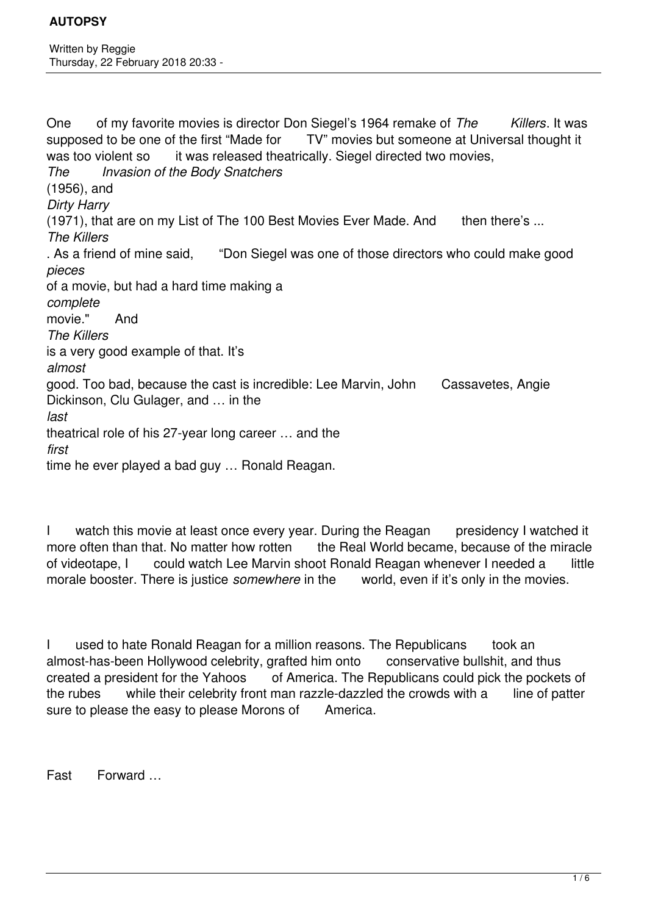# AUTOPSY

Written by Reggie
Thursday, 22 February 2018 20:33 -

One of my favorite movies is director Don Siegel's 1964 remake of *The Killers*. It was supposed to be one of the first "Made for TV" movies but someone at Universal thought it was too violent so it was released theatrically. Siegel directed two movies, *The Invasion of the Body Snatchers* (1956), and *Dirty Harry* (1971), that are on my List of The 100 Best Movies Ever Made. And then there's ... *The Killers*. As a friend of mine said, "Don Siegel was one of those directors who could make good *pieces* of a movie, but had a hard time making a *complete* movie." And *The Killers* is a very good example of that. It's *almost* good. Too bad, because the cast is incredible: Lee Marvin, John Cassavetes, Angie Dickinson, Clu Gulager, and … in the *last* theatrical role of his 27-year long career … and the *first* time he ever played a bad guy … Ronald Reagan.

I watch this movie at least once every year. During the Reagan presidency I watched it more often than that. No matter how rotten the Real World became, because of the miracle of videotape, I could watch Lee Marvin shoot Ronald Reagan whenever I needed a little morale booster. There is justice *somewhere* in the world, even if it's only in the movies.

I used to hate Ronald Reagan for a million reasons. The Republicans took an almost-has-been Hollywood celebrity, grafted him onto conservative bullshit, and thus created a president for the Yahoos of America. The Republicans could pick the pockets of the rubes while their celebrity front man razzle-dazzled the crowds with a line of patter sure to please the easy to please Morons of America.

Fast Forward …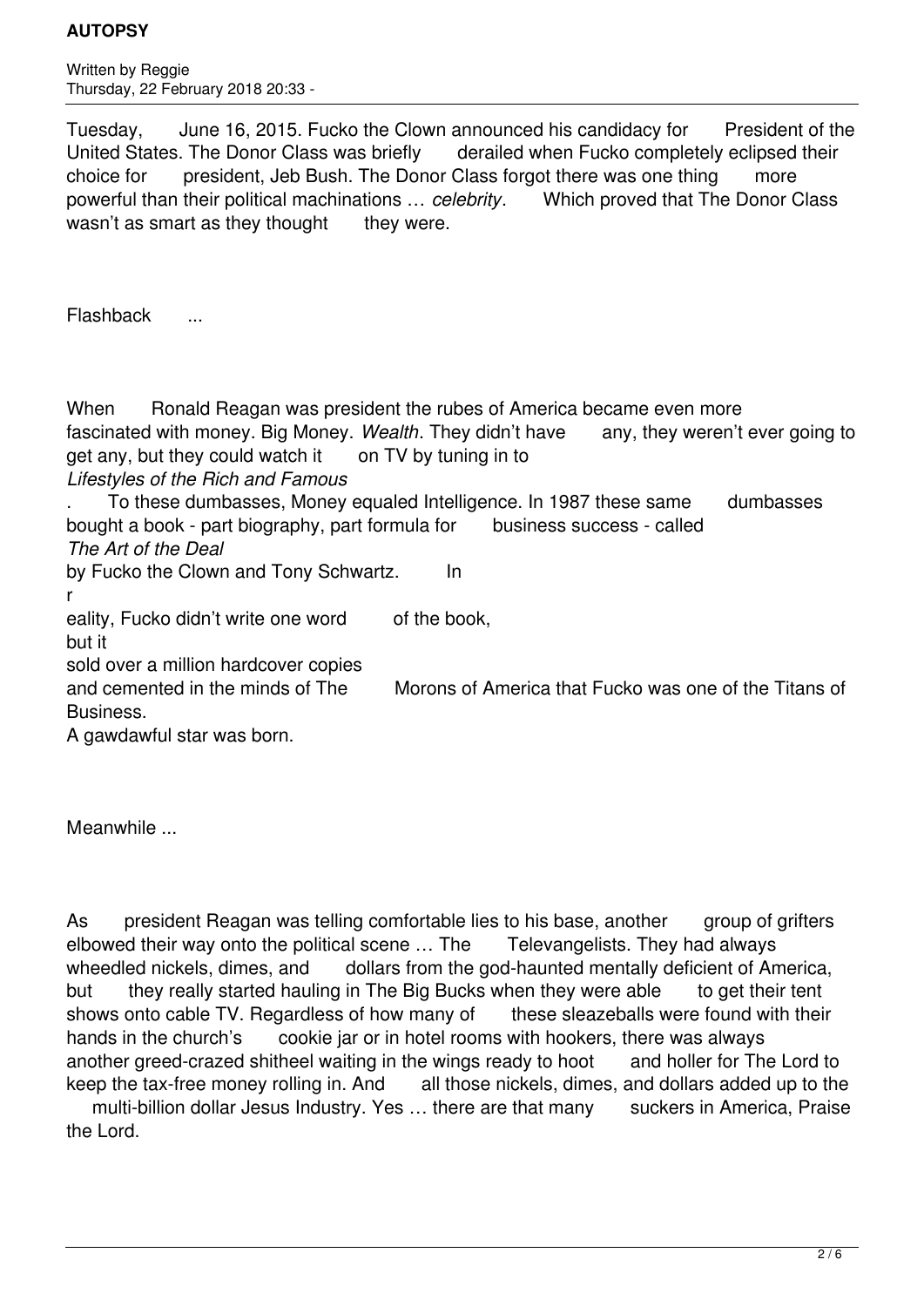Tuesday, June 16, 2015. Fucko the Clown announced his candidacy for President of the United States. The Donor Class was briefly derailed when Fucko completely eclipsed their choice for president, Jeb Bush. The Donor Class forgot there was one thing more powerful than their political machinations … *celebrity*. Which proved that The Donor Class wasn't as smart as they thought they were.

Flashback ...

When Ronald Reagan was president the rubes of America became even more fascinated with money. Big Money. *Wealth*. They didn't have any, they weren't ever going to get any, but they could watch it on TV by tuning in to *Lifestyles of the Rich and Famous*. To these dumbasses, Money equaled Intelligence. In 1987 these same dumbasses bought a book - part biography, part formula for business success - called *The Art of the Deal* by Fucko the Clown and Tony Schwartz. In reality, Fucko didn't write one word of the book, but it sold over a million hardcover copies and cemented in the minds of The Morons of America that Fucko was one of the Titans of Business.
A gawdawful star was born.

Meanwhile ...

As president Reagan was telling comfortable lies to his base, another group of grifters elbowed their way onto the political scene … The Televangelists. They had always wheedled nickels, dimes, and dollars from the god-haunted mentally deficient of America, but they really started hauling in The Big Bucks when they were able to get their tent shows onto cable TV. Regardless of how many of these sleazeballs were found with their hands in the church's cookie jar or in hotel rooms with hookers, there was always another greed-crazed shitheel waiting in the wings ready to hoot and holler for The Lord to keep the tax-free money rolling in. And all those nickels, dimes, and dollars added up to the multi-billion dollar Jesus Industry. Yes … there are that many suckers in America, Praise the Lord.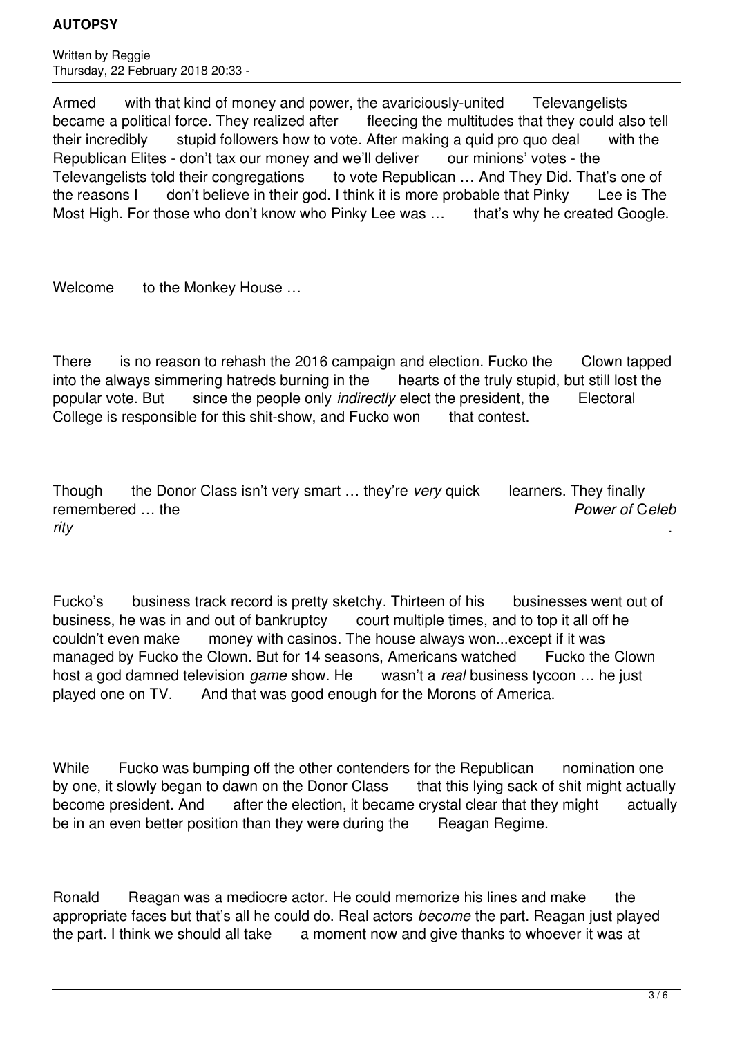Armed with that kind of money and power, the avariciously-united Televangelists became a political force. They realized after fleecing the multitudes that they could also tell their incredibly stupid followers how to vote. After making a quid pro quo deal with the Republican Elites - don't tax our money and we'll deliver our minions' votes - the Televangelists told their congregations to vote Republican … And They Did. That's one of the reasons I don't believe in their god. I think it is more probable that Pinky Lee is The Most High. For those who don't know who Pinky Lee was … that's why he created Google.

Welcome to the Monkey House …

There is no reason to rehash the 2016 campaign and election. Fucko the Clown tapped into the always simmering hatreds burning in the hearts of the truly stupid, but still lost the popular vote. But since the people only *indirectly* elect the president, the Electoral College is responsible for this shit-show, and Fucko won that contest.

Though the Donor Class isn't very smart … they're *very* quick learners. They finally remembered … the *Power of Celebrity*.

Fucko's business track record is pretty sketchy. Thirteen of his businesses went out of business, he was in and out of bankruptcy court multiple times, and to top it all off he couldn't even make money with casinos. The house always won...except if it was managed by Fucko the Clown. But for 14 seasons, Americans watched Fucko the Clown host a god damned television *game* show. He wasn't a *real* business tycoon … he just played one on TV. And that was good enough for the Morons of America.

While Fucko was bumping off the other contenders for the Republican nomination one by one, it slowly began to dawn on the Donor Class that this lying sack of shit might actually become president. And after the election, it became crystal clear that they might actually be in an even better position than they were during the Reagan Regime.

Ronald Reagan was a mediocre actor. He could memorize his lines and make the appropriate faces but that's all he could do. Real actors *become* the part. Reagan just played the part. I think we should all take a moment now and give thanks to whoever it was at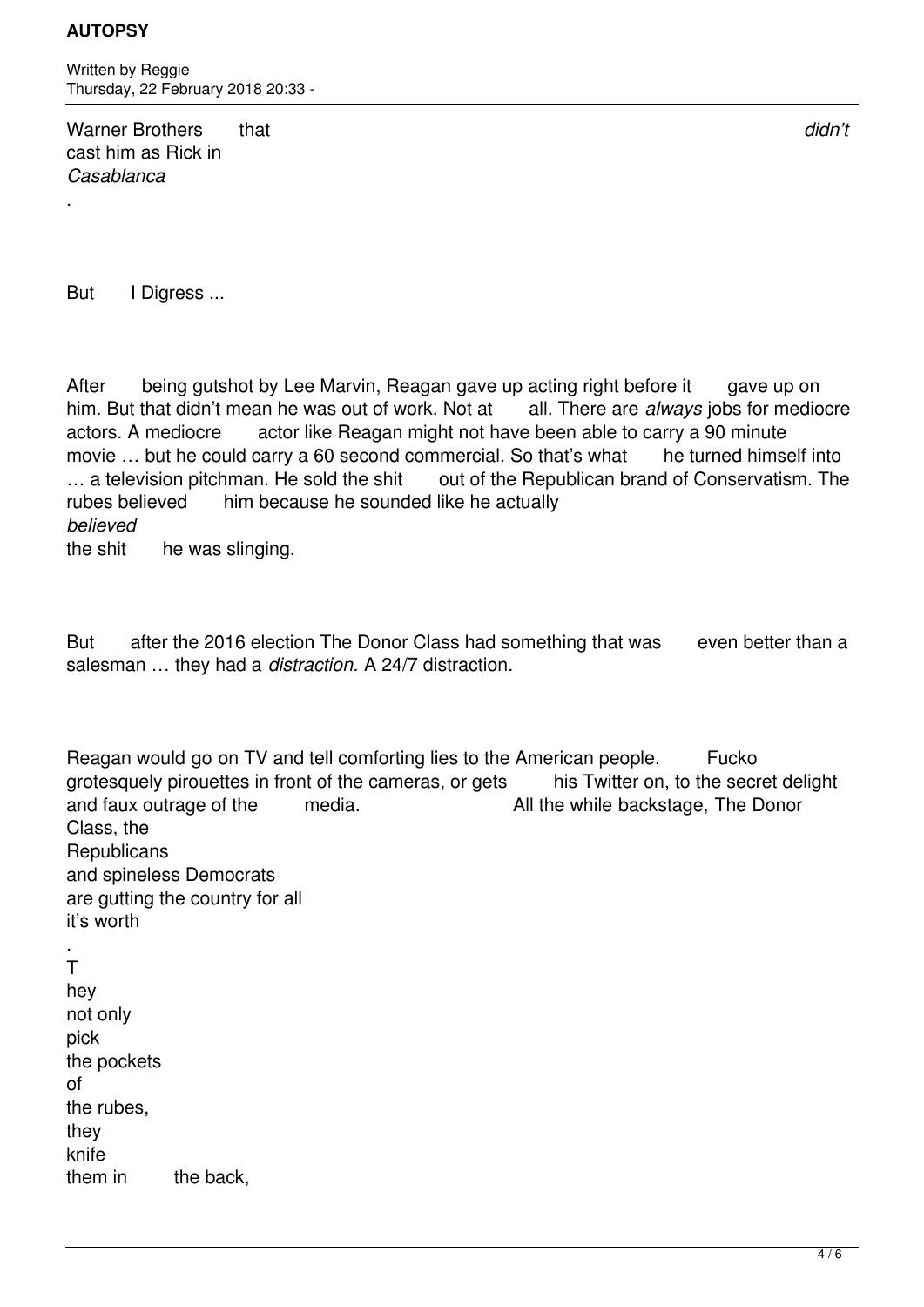Warner Brothers that *didn't* cast him as Rick in *Casablanca*.

But I Digress ...

After being gutshot by Lee Marvin, Reagan gave up acting right before it gave up on him. But that didn't mean he was out of work. Not at all. There are *always* jobs for mediocre actors. A mediocre actor like Reagan might not have been able to carry a 90 minute movie … but he could carry a 60 second commercial. So that's what he turned himself into … a television pitchman. He sold the shit out of the Republican brand of Conservatism. The rubes believed him because he sounded like he actually *believed* the shit he was slinging.

But after the 2016 election The Donor Class had something that was even better than a salesman … they had a *distraction.* A 24/7 distraction.

Reagan would go on TV and tell comforting lies to the American people. Fucko grotesquely pirouettes in front of the cameras, or gets his Twitter on, to the secret delight and faux outrage of the media. All the while backstage, The Donor Class, the Republicans and spineless Democrats are gutting the country for all it's worth. They not only pick the pockets of the rubes, they knife them in the back,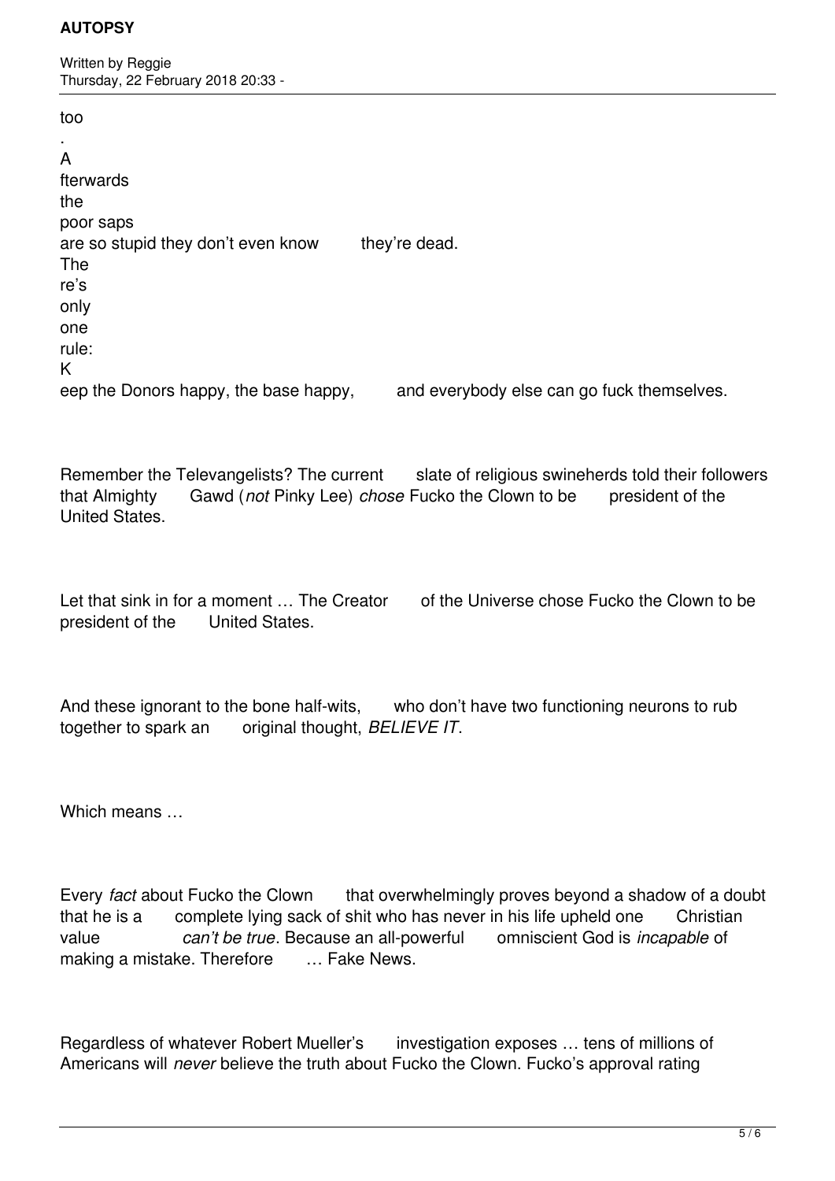too. Afterwards the poor saps are so stupid they don't even know they're dead. There's only one rule: Keep the Donors happy, the base happy, and everybody else can go fuck themselves.

Remember the Televangelists? The current slate of religious swineherds told their followers that Almighty Gawd (*not* Pinky Lee) *chose* Fucko the Clown to be president of the United States.

Let that sink in for a moment … The Creator of the Universe chose Fucko the Clown to be president of the United States.

And these ignorant to the bone half-wits, who don't have two functioning neurons to rub together to spark an original thought, *BELIEVE IT*.

Which means …

Every *fact* about Fucko the Clown that overwhelmingly proves beyond a shadow of a doubt that he is a complete lying sack of shit who has never in his life upheld one Christian value *can't be true*. Because an all-powerful omniscient God is *incapable* of making a mistake. Therefore … Fake News.

Regardless of whatever Robert Mueller's investigation exposes … tens of millions of Americans will *never* believe the truth about Fucko the Clown. Fucko's approval rating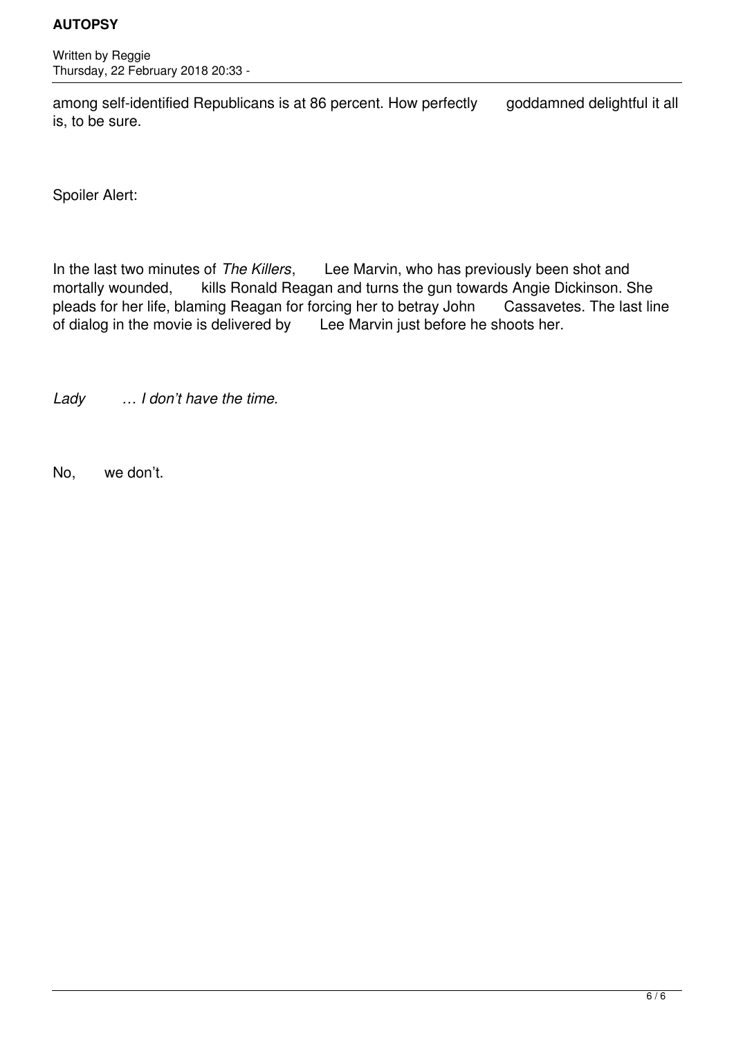among self-identified Republicans is at 86 percent. How perfectly goddamned delightful it all is, to be sure.

Spoiler Alert:

In the last two minutes of *The Killers*, Lee Marvin, who has previously been shot and mortally wounded, kills Ronald Reagan and turns the gun towards Angie Dickinson. She pleads for her life, blaming Reagan for forcing her to betray John Cassavetes. The last line of dialog in the movie is delivered by Lee Marvin just before he shoots her.

*Lady … I don't have the time.*

No, we don't.